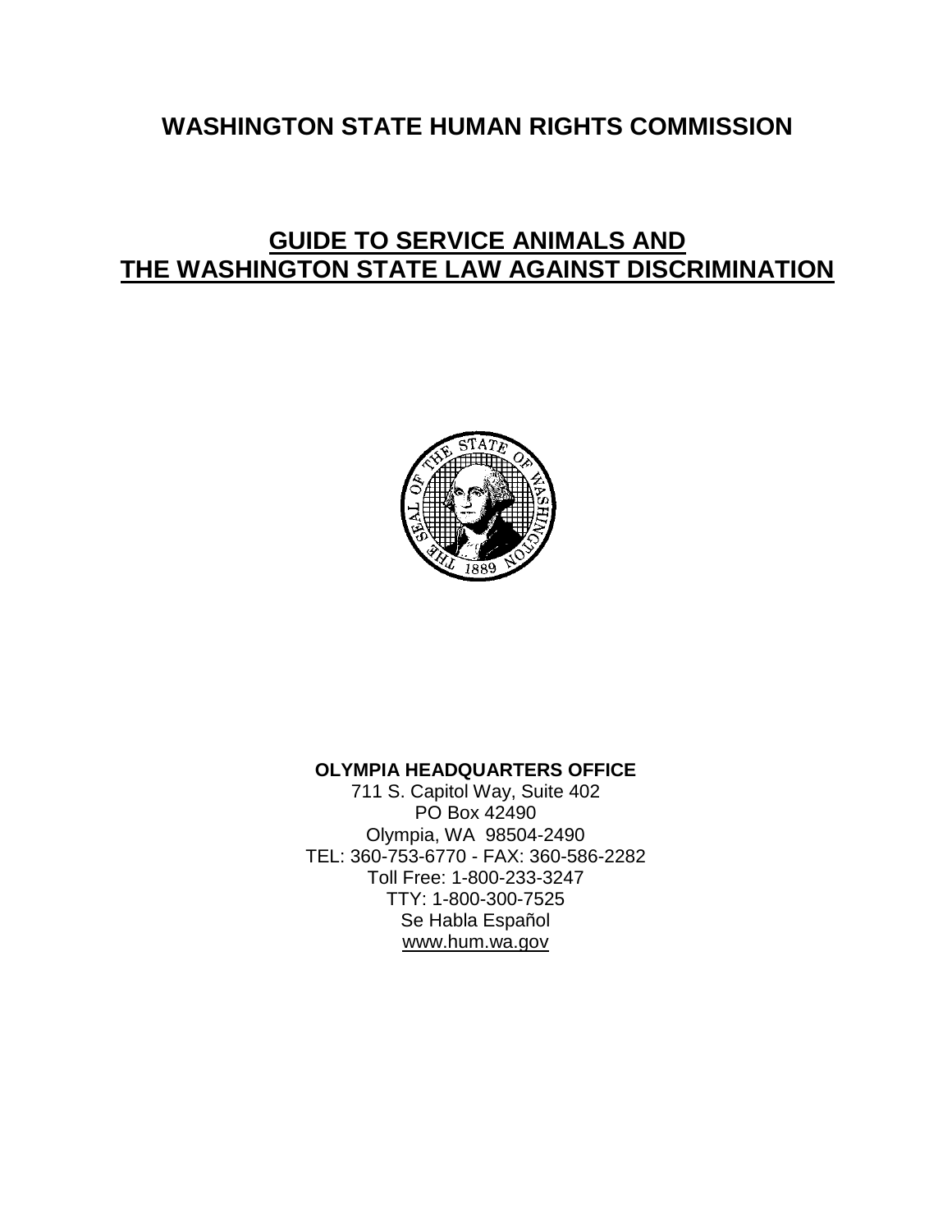# WASHINGTON STATE HUMAN RIGHTS COMMISSION

## GUIDE TO SERVICE ANIMALS AND THE WASHINGTON STATE LAW AGAINST DISCRIMINATION

**OLYMPIA HEADQUARTERS OFFICE**

711 S. Capitol Way, Suite 402
PO Box 42490
Olympia, WA 98504-2490
TEL: 360-753-6770 - FAX: 360-586-2282
Toll Free: 1-800-233-3247
TTY: 1-800-300-7525
Se Habla Español
www.hum.wa.gov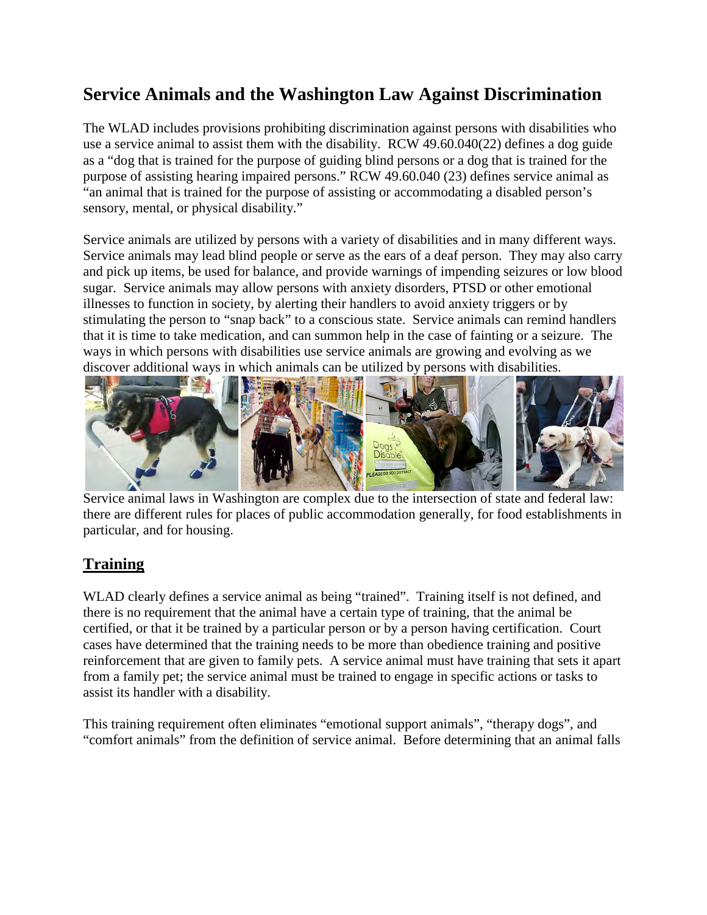# Service Animals and the Washington Law Against Discrimination

The WLAD includes provisions prohibiting discrimination against persons with disabilities who use a service animal to assist them with the disability. RCW 49.60.040(22) defines a dog guide as a "dog that is trained for the purpose of guiding blind persons or a dog that is trained for the purpose of assisting hearing impaired persons." RCW 49.60.040 (23) defines service animal as "an animal that is trained for the purpose of assisting or accommodating a disabled person's sensory, mental, or physical disability."

Service animals are utilized by persons with a variety of disabilities and in many different ways. Service animals may lead blind people or serve as the ears of a deaf person. They may also carry and pick up items, be used for balance, and provide warnings of impending seizures or low blood sugar. Service animals may allow persons with anxiety disorders, PTSD or other emotional illnesses to function in society, by alerting their handlers to avoid anxiety triggers or by stimulating the person to "snap back" to a conscious state. Service animals can remind handlers that it is time to take medication, and can summon help in the case of fainting or a seizure. The ways in which persons with disabilities use service animals are growing and evolving as we discover additional ways in which animals can be utilized by persons with disabilities.

Service animal laws in Washington are complex due to the intersection of state and federal law: there are different rules for places of public accommodation generally, for food establishments in particular, and for housing.

## Training

WLAD clearly defines a service animal as being "trained". Training itself is not defined, and there is no requirement that the animal have a certain type of training, that the animal be certified, or that it be trained by a particular person or by a person having certification. Court cases have determined that the training needs to be more than obedience training and positive reinforcement that are given to family pets. A service animal must have training that sets it apart from a family pet; the service animal must be trained to engage in specific actions or tasks to assist its handler with a disability.

This training requirement often eliminates "emotional support animals", "therapy dogs", and "comfort animals" from the definition of service animal. Before determining that an animal falls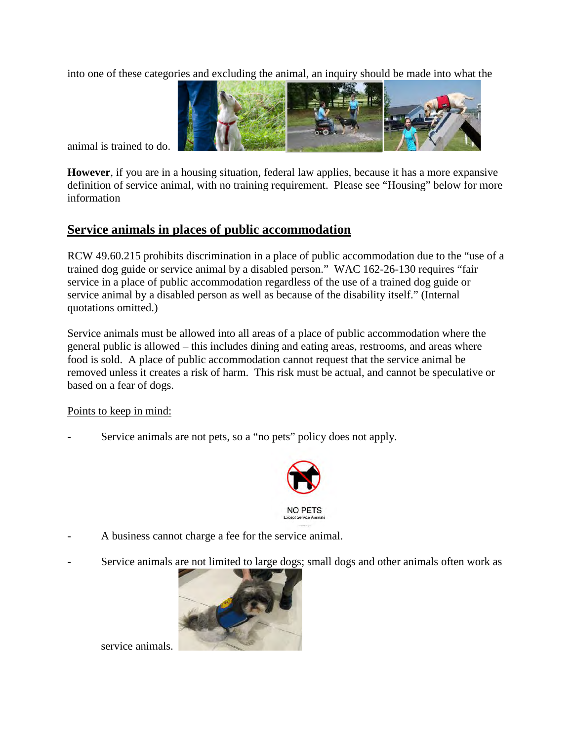into one of these categories and excluding the animal, an inquiry should be made into what the animal is trained to do.

**However**, if you are in a housing situation, federal law applies, because it has a more expansive definition of service animal, with no training requirement. Please see "Housing" below for more information

## Service animals in places of public accommodation

RCW 49.60.215 prohibits discrimination in a place of public accommodation due to the "use of a trained dog guide or service animal by a disabled person." WAC 162-26-130 requires "fair service in a place of public accommodation regardless of the use of a trained dog guide or service animal by a disabled person as well as because of the disability itself." (Internal quotations omitted.)

Service animals must be allowed into all areas of a place of public accommodation where the general public is allowed – this includes dining and eating areas, restrooms, and areas where food is sold. A place of public accommodation cannot request that the service animal be removed unless it creates a risk of harm. This risk must be actual, and cannot be speculative or based on a fear of dogs.

Points to keep in mind:

- Service animals are not pets, so a "no pets" policy does not apply.

- A business cannot charge a fee for the service animal.

- Service animals are not limited to large dogs; small dogs and other animals often work as service animals.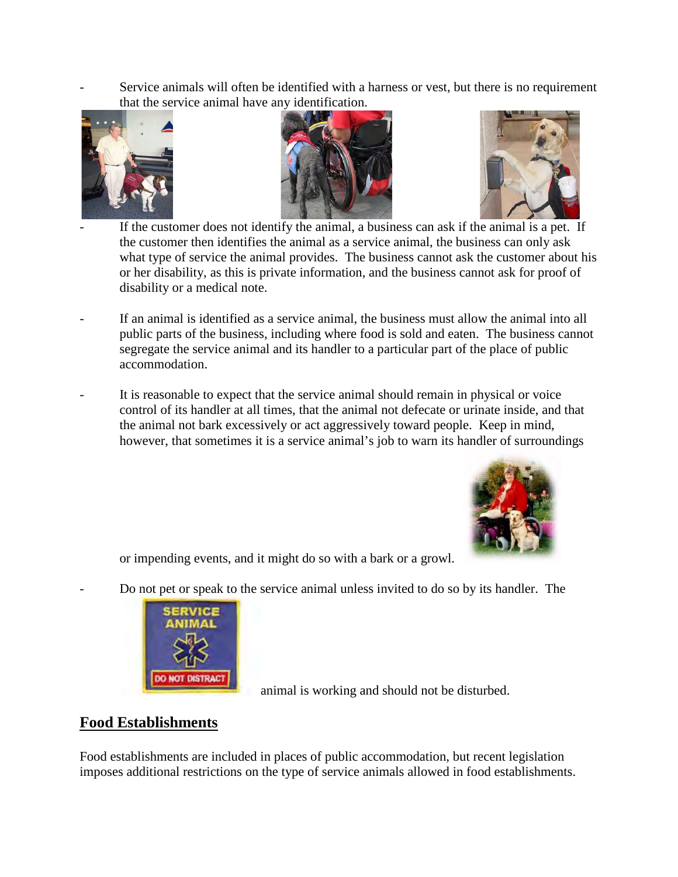- Service animals will often be identified with a harness or vest, but there is no requirement that the service animal have any identification.

- If the customer does not identify the animal, a business can ask if the animal is a pet. If the customer then identifies the animal as a service animal, the business can only ask what type of service the animal provides. The business cannot ask the customer about his or her disability, as this is private information, and the business cannot ask for proof of disability or a medical note.

- If an animal is identified as a service animal, the business must allow the animal into all public parts of the business, including where food is sold and eaten. The business cannot segregate the service animal and its handler to a particular part of the place of public accommodation.

- It is reasonable to expect that the service animal should remain in physical or voice control of its handler at all times, that the animal not defecate or urinate inside, and that the animal not bark excessively or act aggressively toward people. Keep in mind, however, that sometimes it is a service animal's job to warn its handler of surroundings or impending events, and it might do so with a bark or a growl.

- Do not pet or speak to the service animal unless invited to do so by its handler. The animal is working and should not be disturbed.

## Food Establishments

Food establishments are included in places of public accommodation, but recent legislation imposes additional restrictions on the type of service animals allowed in food establishments.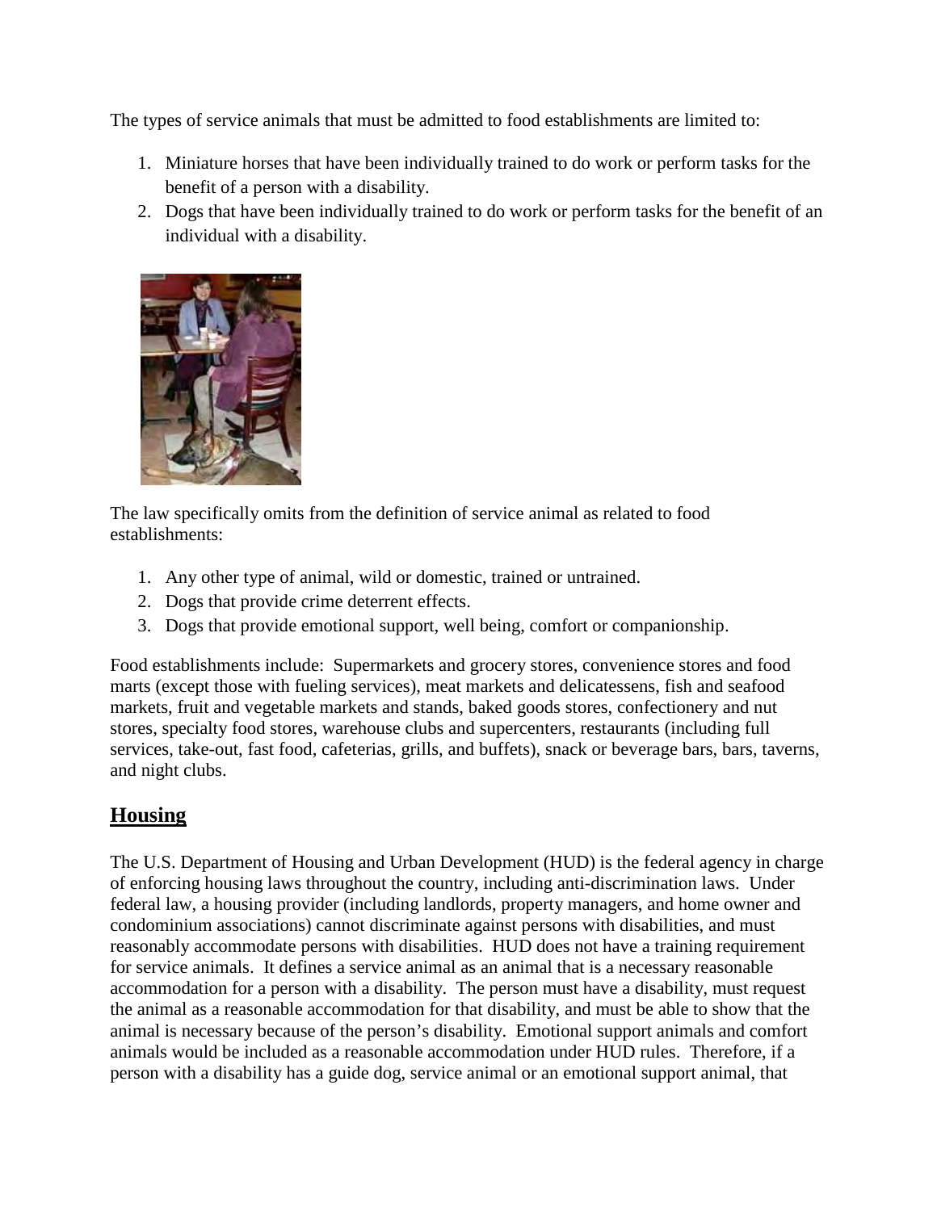The types of service animals that must be admitted to food establishments are limited to:

1. Miniature horses that have been individually trained to do work or perform tasks for the benefit of a person with a disability.
2. Dogs that have been individually trained to do work or perform tasks for the benefit of an individual with a disability.

The law specifically omits from the definition of service animal as related to food establishments:

1. Any other type of animal, wild or domestic, trained or untrained.
2. Dogs that provide crime deterrent effects.
3. Dogs that provide emotional support, well being, comfort or companionship.

Food establishments include: Supermarkets and grocery stores, convenience stores and food marts (except those with fueling services), meat markets and delicatessens, fish and seafood markets, fruit and vegetable markets and stands, baked goods stores, confectionery and nut stores, specialty food stores, warehouse clubs and supercenters, restaurants (including full services, take-out, fast food, cafeterias, grills, and buffets), snack or beverage bars, bars, taverns, and night clubs.

## <u>Housing</u>

The U.S. Department of Housing and Urban Development (HUD) is the federal agency in charge of enforcing housing laws throughout the country, including anti-discrimination laws. Under federal law, a housing provider (including landlords, property managers, and home owner and condominium associations) cannot discriminate against persons with disabilities, and must reasonably accommodate persons with disabilities. HUD does not have a training requirement for service animals. It defines a service animal as an animal that is a necessary reasonable accommodation for a person with a disability. The person must have a disability, must request the animal as a reasonable accommodation for that disability, and must be able to show that the animal is necessary because of the person's disability. Emotional support animals and comfort animals would be included as a reasonable accommodation under HUD rules. Therefore, if a person with a disability has a guide dog, service animal or an emotional support animal, that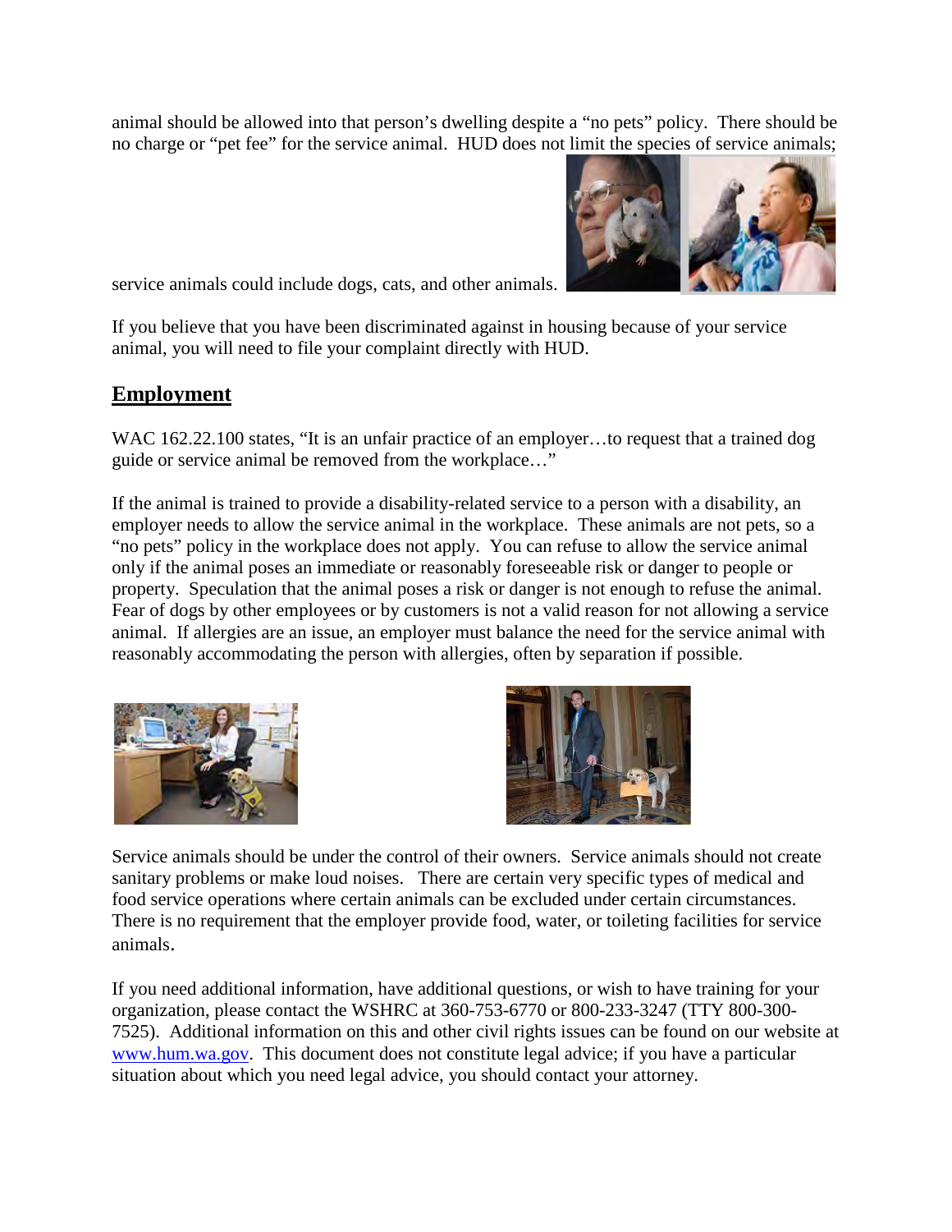animal should be allowed into that person's dwelling despite a "no pets" policy. There should be no charge or "pet fee" for the service animal. HUD does not limit the species of service animals; service animals could include dogs, cats, and other animals.

If you believe that you have been discriminated against in housing because of your service animal, you will need to file your complaint directly with HUD.

## Employment

WAC 162.22.100 states, "It is an unfair practice of an employer…to request that a trained dog guide or service animal be removed from the workplace…"

If the animal is trained to provide a disability-related service to a person with a disability, an employer needs to allow the service animal in the workplace. These animals are not pets, so a "no pets" policy in the workplace does not apply. You can refuse to allow the service animal only if the animal poses an immediate or reasonably foreseeable risk or danger to people or property. Speculation that the animal poses a risk or danger is not enough to refuse the animal. Fear of dogs by other employees or by customers is not a valid reason for not allowing a service animal. If allergies are an issue, an employer must balance the need for the service animal with reasonably accommodating the person with allergies, often by separation if possible.

Service animals should be under the control of their owners. Service animals should not create sanitary problems or make loud noises. There are certain very specific types of medical and food service operations where certain animals can be excluded under certain circumstances. There is no requirement that the employer provide food, water, or toileting facilities for service animals.

If you need additional information, have additional questions, or wish to have training for your organization, please contact the WSHRC at 360-753-6770 or 800-233-3247 (TTY 800-300-7525). Additional information on this and other civil rights issues can be found on our website at [www.hum.wa.gov](http://www.hum.wa.gov). This document does not constitute legal advice; if you have a particular situation about which you need legal advice, you should contact your attorney.